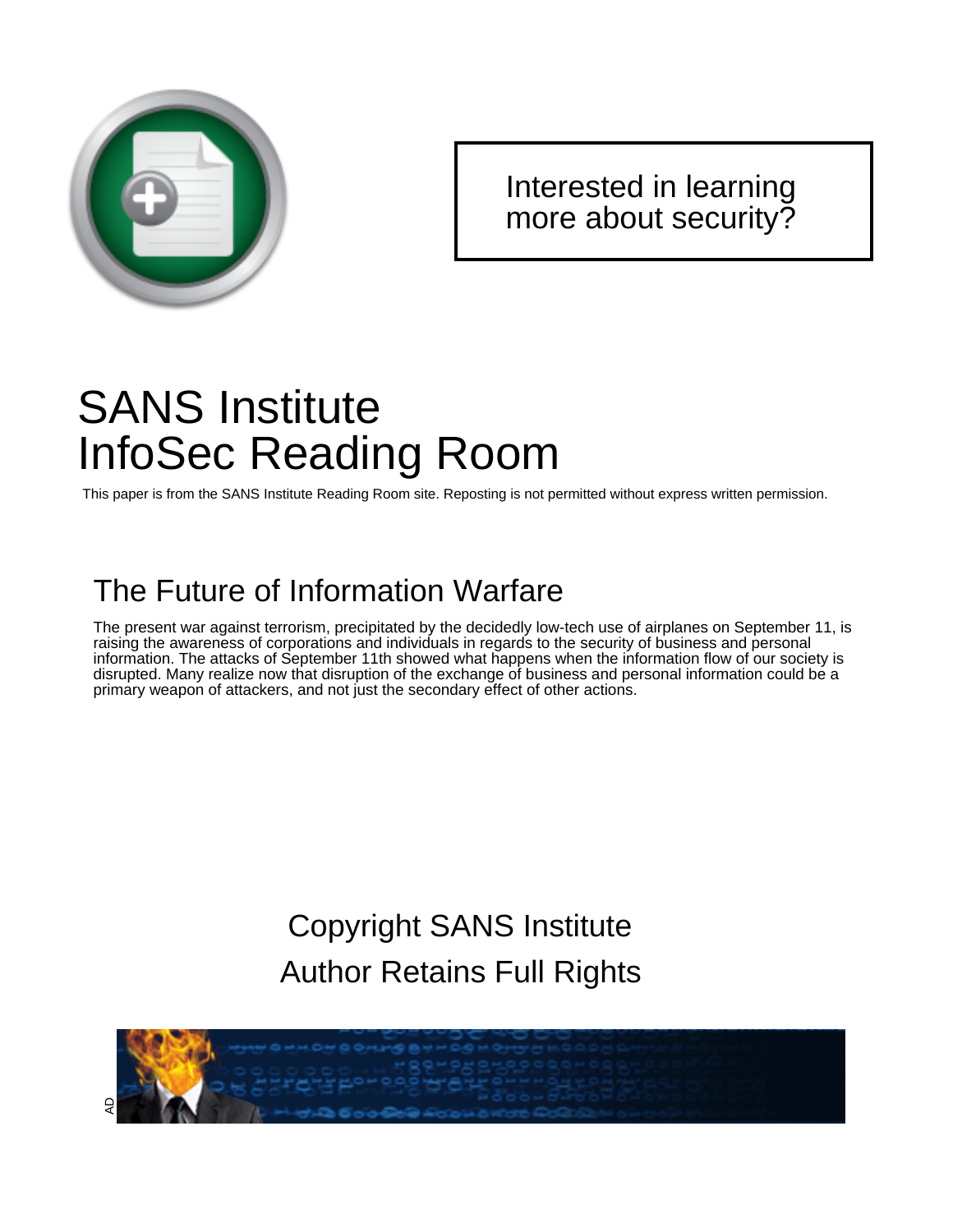Interested in learning more about security?

# SANS Institute InfoSec Reading Room

This paper is from the SANS Institute Reading Room site. Reposting is not permitted without express written permission.

## The Future of Information Warfare

The present war against terrorism, precipitated by the decidedly low-tech use of airplanes on September 11, is raising the awareness of corporations and individuals in regards to the security of business and personal information. The attacks of September 11th showed what happens when the information flow of our society is disrupted. Many realize now that disruption of the exchange of business and personal information could be a primary weapon of attackers, and not just the secondary effect of other actions.

Copyright SANS Institute
Author Retains Full Rights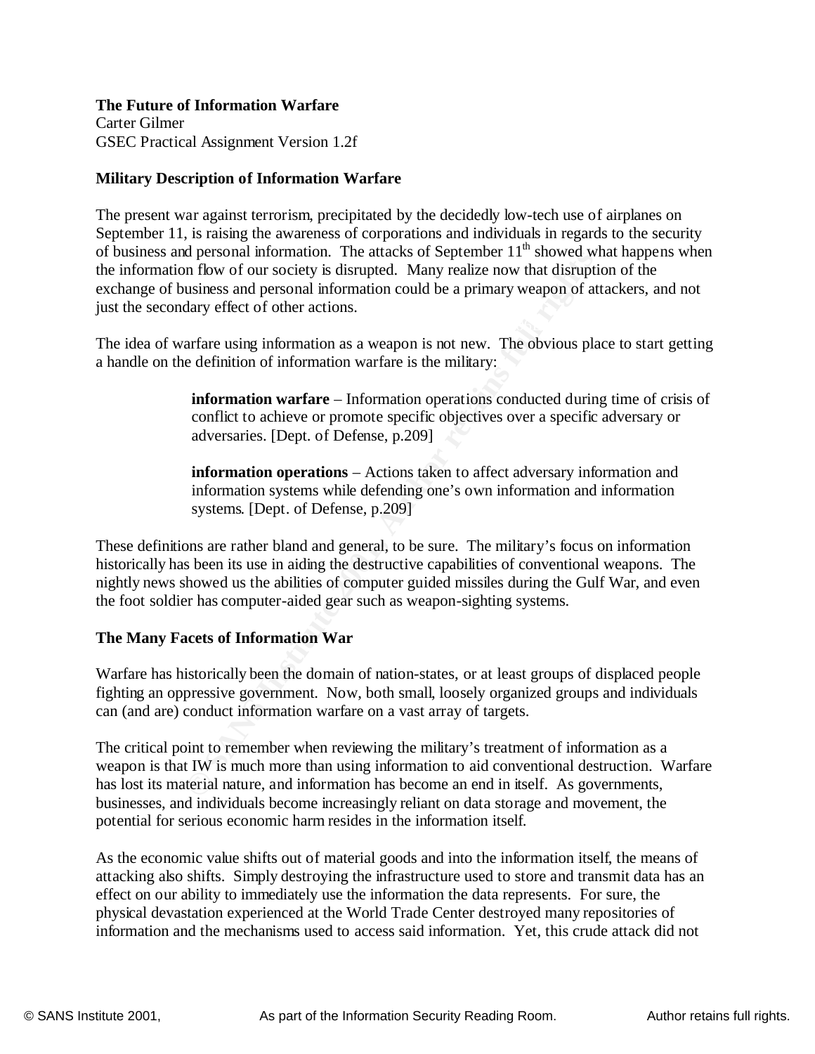**The Future of Information Warfare**
Carter Gilmer
GSEC Practical Assignment Version 1.2f

**Military Description of Information Warfare**

The present war against terrorism, precipitated by the decidedly low-tech use of airplanes on September 11, is raising the awareness of corporations and individuals in regards to the security of business and personal information. The attacks of September 11th showed what happens when the information flow of our society is disrupted. Many realize now that disruption of the exchange of business and personal information could be a primary weapon of attackers, and not just the secondary effect of other actions.

The idea of warfare using information as a weapon is not new. The obvious place to start getting a handle on the definition of information warfare is the military:

> **information warfare** – Information operations conducted during time of crisis of conflict to achieve or promote specific objectives over a specific adversary or adversaries. [Dept. of Defense, p.209]
>
> **information operations** – Actions taken to affect adversary information and information systems while defending one's own information and information systems. [Dept. of Defense, p.209]

These definitions are rather bland and general, to be sure. The military's focus on information historically has been its use in aiding the destructive capabilities of conventional weapons. The nightly news showed us the abilities of computer guided missiles during the Gulf War, and even the foot soldier has computer-aided gear such as weapon-sighting systems.

**The Many Facets of Information War**

Warfare has historically been the domain of nation-states, or at least groups of displaced people fighting an oppressive government. Now, both small, loosely organized groups and individuals can (and are) conduct information warfare on a vast array of targets.

The critical point to remember when reviewing the military's treatment of information as a weapon is that IW is much more than using information to aid conventional destruction. Warfare has lost its material nature, and information has become an end in itself. As governments, businesses, and individuals become increasingly reliant on data storage and movement, the potential for serious economic harm resides in the information itself.

As the economic value shifts out of material goods and into the information itself, the means of attacking also shifts. Simply destroying the infrastructure used to store and transmit data has an effect on our ability to immediately use the information the data represents. For sure, the physical devastation experienced at the World Trade Center destroyed many repositories of information and the mechanisms used to access said information. Yet, this crude attack did not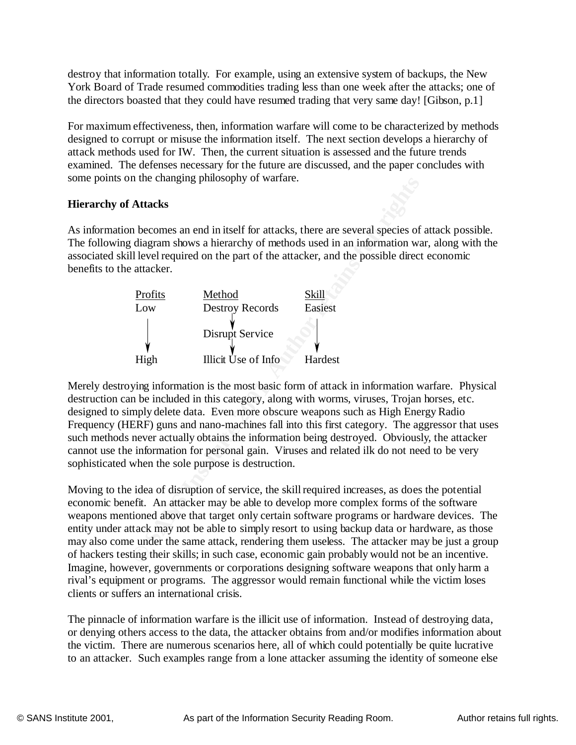destroy that information totally. For example, using an extensive system of backups, the New York Board of Trade resumed commodities trading less than one week after the attacks; one of the directors boasted that they could have resumed trading that very same day! [Gibson, p.1]

For maximum effectiveness, then, information warfare will come to be characterized by methods designed to corrupt or misuse the information itself. The next section develops a hierarchy of attack methods used for IW. Then, the current situation is assessed and the future trends examined. The defenses necessary for the future are discussed, and the paper concludes with some points on the changing philosophy of warfare.

**Hierarchy of Attacks**

As information becomes an end in itself for attacks, there are several species of attack possible. The following diagram shows a hierarchy of methods used in an information war, along with the associated skill level required on the part of the attacker, and the possible direct economic benefits to the attacker.

| Profits | Method | Skill |
| --- | --- | --- |
| Low | Destroy Records | Easiest |
| ↓ | Disrupt Service | ↓ |
| High | Illicit Use of Info | Hardest |

Merely destroying information is the most basic form of attack in information warfare. Physical destruction can be included in this category, along with worms, viruses, Trojan horses, etc. designed to simply delete data. Even more obscure weapons such as High Energy Radio Frequency (HERF) guns and nano-machines fall into this first category. The aggressor that uses such methods never actually obtains the information being destroyed. Obviously, the attacker cannot use the information for personal gain. Viruses and related ilk do not need to be very sophisticated when the sole purpose is destruction.

Moving to the idea of disruption of service, the skill required increases, as does the potential economic benefit. An attacker may be able to develop more complex forms of the software weapons mentioned above that target only certain software programs or hardware devices. The entity under attack may not be able to simply resort to using backup data or hardware, as those may also come under the same attack, rendering them useless. The attacker may be just a group of hackers testing their skills; in such case, economic gain probably would not be an incentive. Imagine, however, governments or corporations designing software weapons that only harm a rival's equipment or programs. The aggressor would remain functional while the victim loses clients or suffers an international crisis.

The pinnacle of information warfare is the illicit use of information. Instead of destroying data, or denying others access to the data, the attacker obtains from and/or modifies information about the victim. There are numerous scenarios here, all of which could potentially be quite lucrative to an attacker. Such examples range from a lone attacker assuming the identity of someone else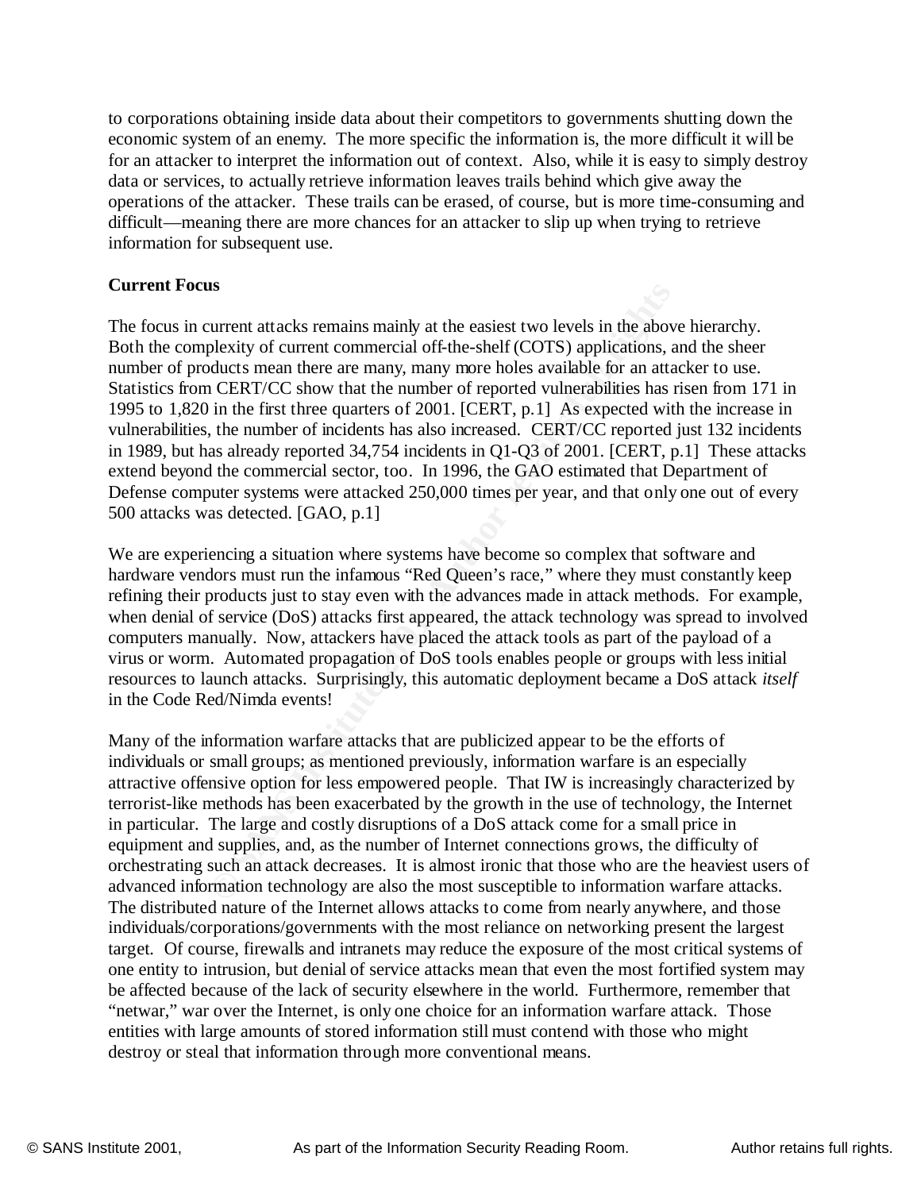to corporations obtaining inside data about their competitors to governments shutting down the economic system of an enemy. The more specific the information is, the more difficult it will be for an attacker to interpret the information out of context. Also, while it is easy to simply destroy data or services, to actually retrieve information leaves trails behind which give away the operations of the attacker. These trails can be erased, of course, but is more time-consuming and difficult—meaning there are more chances for an attacker to slip up when trying to retrieve information for subsequent use.

**Current Focus**

The focus in current attacks remains mainly at the easiest two levels in the above hierarchy. Both the complexity of current commercial off-the-shelf (COTS) applications, and the sheer number of products mean there are many, many more holes available for an attacker to use. Statistics from CERT/CC show that the number of reported vulnerabilities has risen from 171 in 1995 to 1,820 in the first three quarters of 2001. [CERT, p.1] As expected with the increase in vulnerabilities, the number of incidents has also increased. CERT/CC reported just 132 incidents in 1989, but has already reported 34,754 incidents in Q1-Q3 of 2001. [CERT, p.1] These attacks extend beyond the commercial sector, too. In 1996, the GAO estimated that Department of Defense computer systems were attacked 250,000 times per year, and that only one out of every 500 attacks was detected. [GAO, p.1]

We are experiencing a situation where systems have become so complex that software and hardware vendors must run the infamous "Red Queen's race," where they must constantly keep refining their products just to stay even with the advances made in attack methods. For example, when denial of service (DoS) attacks first appeared, the attack technology was spread to involved computers manually. Now, attackers have placed the attack tools as part of the payload of a virus or worm. Automated propagation of DoS tools enables people or groups with less initial resources to launch attacks. Surprisingly, this automatic deployment became a DoS attack *itself* in the Code Red/Nimda events!

Many of the information warfare attacks that are publicized appear to be the efforts of individuals or small groups; as mentioned previously, information warfare is an especially attractive offensive option for less empowered people. That IW is increasingly characterized by terrorist-like methods has been exacerbated by the growth in the use of technology, the Internet in particular. The large and costly disruptions of a DoS attack come for a small price in equipment and supplies, and, as the number of Internet connections grows, the difficulty of orchestrating such an attack decreases. It is almost ironic that those who are the heaviest users of advanced information technology are also the most susceptible to information warfare attacks. The distributed nature of the Internet allows attacks to come from nearly anywhere, and those individuals/corporations/governments with the most reliance on networking present the largest target. Of course, firewalls and intranets may reduce the exposure of the most critical systems of one entity to intrusion, but denial of service attacks mean that even the most fortified system may be affected because of the lack of security elsewhere in the world. Furthermore, remember that "netwar," war over the Internet, is only one choice for an information warfare attack. Those entities with large amounts of stored information still must contend with those who might destroy or steal that information through more conventional means.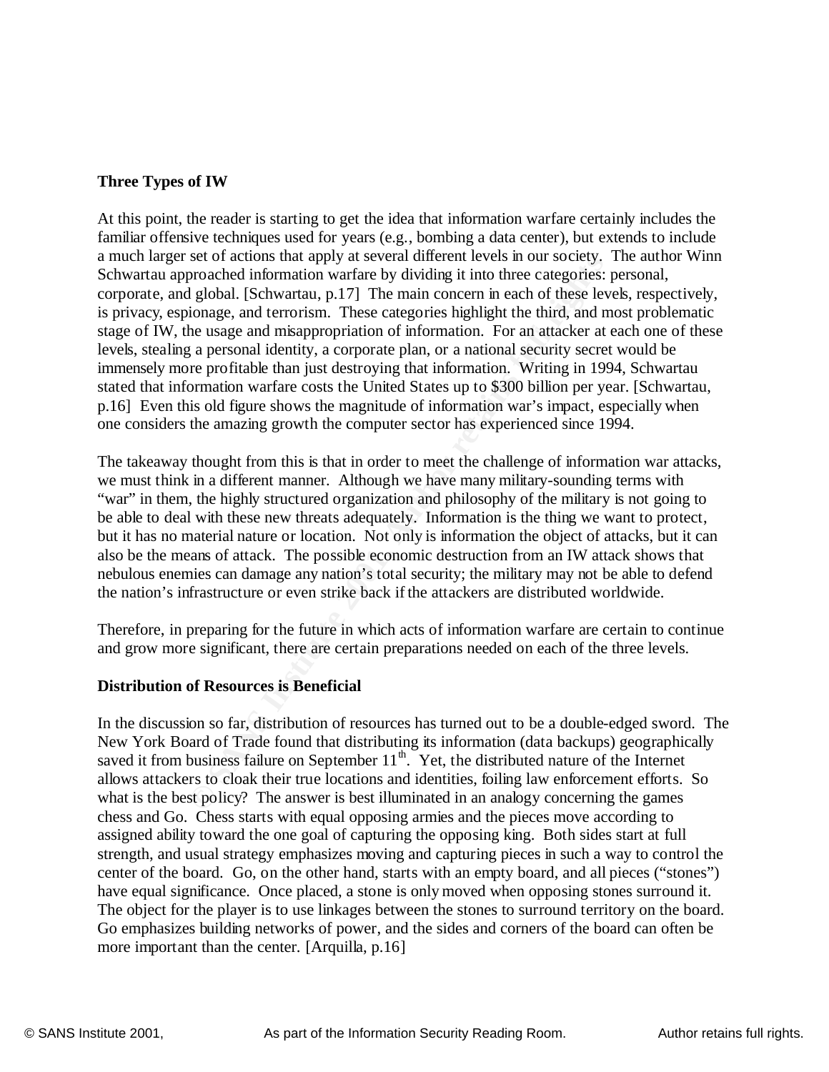**Three Types of IW**

At this point, the reader is starting to get the idea that information warfare certainly includes the familiar offensive techniques used for years (e.g., bombing a data center), but extends to include a much larger set of actions that apply at several different levels in our society. The author Winn Schwartau approached information warfare by dividing it into three categories: personal, corporate, and global. [Schwartau, p.17] The main concern in each of these levels, respectively, is privacy, espionage, and terrorism. These categories highlight the third, and most problematic stage of IW, the usage and misappropriation of information. For an attacker at each one of these levels, stealing a personal identity, a corporate plan, or a national security secret would be immensely more profitable than just destroying that information. Writing in 1994, Schwartau stated that information warfare costs the United States up to $300 billion per year. [Schwartau, p.16] Even this old figure shows the magnitude of information war's impact, especially when one considers the amazing growth the computer sector has experienced since 1994.

The takeaway thought from this is that in order to meet the challenge of information war attacks, we must think in a different manner. Although we have many military-sounding terms with "war" in them, the highly structured organization and philosophy of the military is not going to be able to deal with these new threats adequately. Information is the thing we want to protect, but it has no material nature or location. Not only is information the object of attacks, but it can also be the means of attack. The possible economic destruction from an IW attack shows that nebulous enemies can damage any nation's total security; the military may not be able to defend the nation's infrastructure or even strike back if the attackers are distributed worldwide.

Therefore, in preparing for the future in which acts of information warfare are certain to continue and grow more significant, there are certain preparations needed on each of the three levels.

**Distribution of Resources is Beneficial**

In the discussion so far, distribution of resources has turned out to be a double-edged sword. The New York Board of Trade found that distributing its information (data backups) geographically saved it from business failure on September 11th. Yet, the distributed nature of the Internet allows attackers to cloak their true locations and identities, foiling law enforcement efforts. So what is the best policy? The answer is best illuminated in an analogy concerning the games chess and Go. Chess starts with equal opposing armies and the pieces move according to assigned ability toward the one goal of capturing the opposing king. Both sides start at full strength, and usual strategy emphasizes moving and capturing pieces in such a way to control the center of the board. Go, on the other hand, starts with an empty board, and all pieces ("stones") have equal significance. Once placed, a stone is only moved when opposing stones surround it. The object for the player is to use linkages between the stones to surround territory on the board. Go emphasizes building networks of power, and the sides and corners of the board can often be more important than the center. [Arquilla, p.16]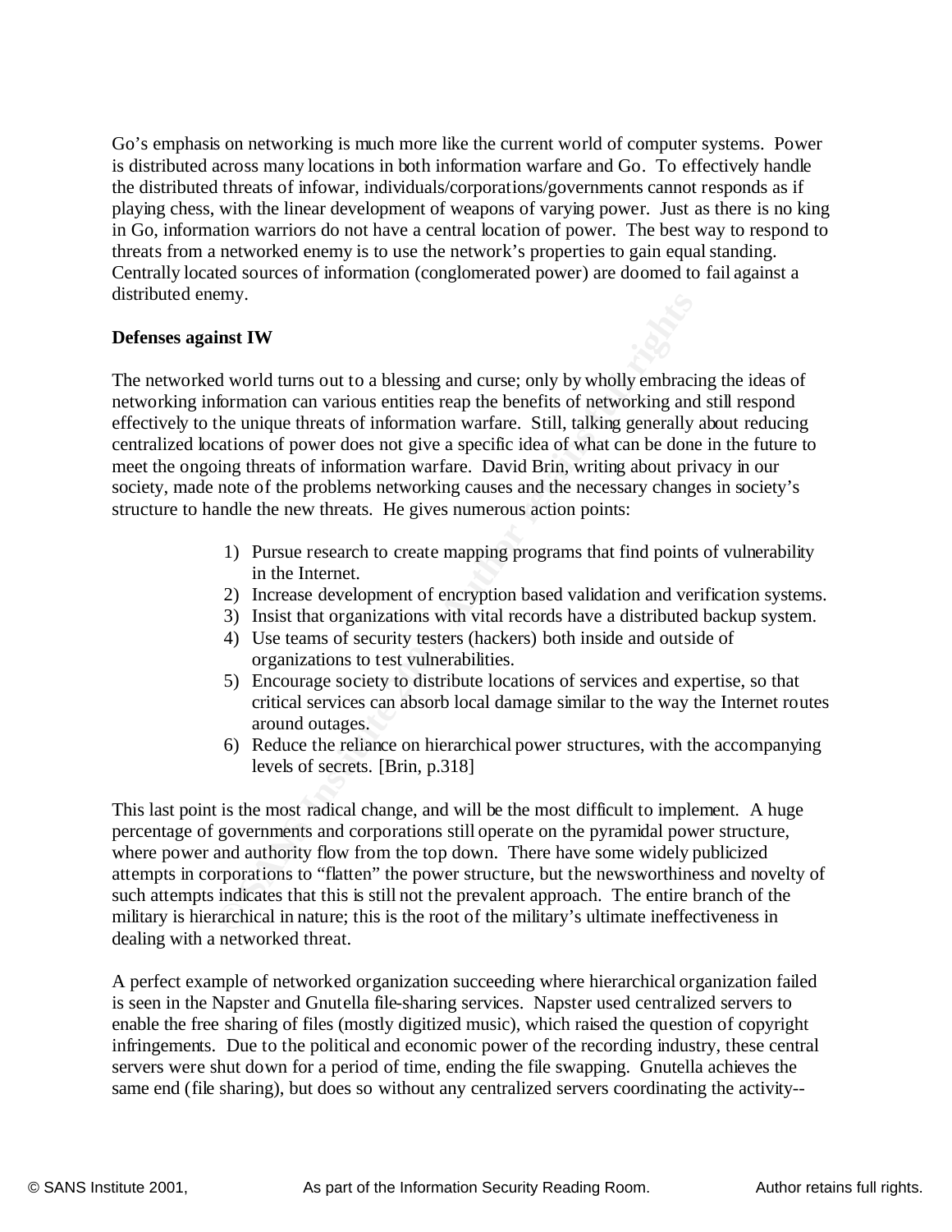Go's emphasis on networking is much more like the current world of computer systems. Power is distributed across many locations in both information warfare and Go. To effectively handle the distributed threats of infowar, individuals/corporations/governments cannot responds as if playing chess, with the linear development of weapons of varying power. Just as there is no king in Go, information warriors do not have a central location of power. The best way to respond to threats from a networked enemy is to use the network's properties to gain equal standing. Centrally located sources of information (conglomerated power) are doomed to fail against a distributed enemy.

**Defenses against IW**

The networked world turns out to a blessing and curse; only by wholly embracing the ideas of networking information can various entities reap the benefits of networking and still respond effectively to the unique threats of information warfare. Still, talking generally about reducing centralized locations of power does not give a specific idea of what can be done in the future to meet the ongoing threats of information warfare. David Brin, writing about privacy in our society, made note of the problems networking causes and the necessary changes in society's structure to handle the new threats. He gives numerous action points:

1) Pursue research to create mapping programs that find points of vulnerability in the Internet.
2) Increase development of encryption based validation and verification systems.
3) Insist that organizations with vital records have a distributed backup system.
4) Use teams of security testers (hackers) both inside and outside of organizations to test vulnerabilities.
5) Encourage society to distribute locations of services and expertise, so that critical services can absorb local damage similar to the way the Internet routes around outages.
6) Reduce the reliance on hierarchical power structures, with the accompanying levels of secrets. [Brin, p.318]

This last point is the most radical change, and will be the most difficult to implement. A huge percentage of governments and corporations still operate on the pyramidal power structure, where power and authority flow from the top down. There have some widely publicized attempts in corporations to "flatten" the power structure, but the newsworthiness and novelty of such attempts indicates that this is still not the prevalent approach. The entire branch of the military is hierarchical in nature; this is the root of the military's ultimate ineffectiveness in dealing with a networked threat.

A perfect example of networked organization succeeding where hierarchical organization failed is seen in the Napster and Gnutella file-sharing services. Napster used centralized servers to enable the free sharing of files (mostly digitized music), which raised the question of copyright infringements. Due to the political and economic power of the recording industry, these central servers were shut down for a period of time, ending the file swapping. Gnutella achieves the same end (file sharing), but does so without any centralized servers coordinating the activity--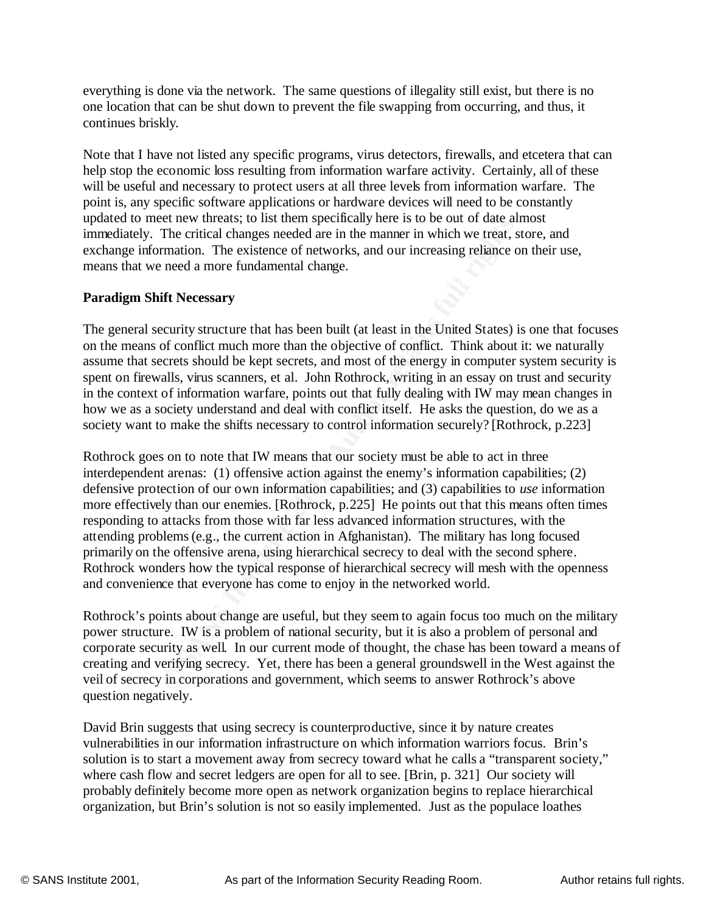everything is done via the network. The same questions of illegality still exist, but there is no one location that can be shut down to prevent the file swapping from occurring, and thus, it continues briskly.

Note that I have not listed any specific programs, virus detectors, firewalls, and etcetera that can help stop the economic loss resulting from information warfare activity. Certainly, all of these will be useful and necessary to protect users at all three levels from information warfare. The point is, any specific software applications or hardware devices will need to be constantly updated to meet new threats; to list them specifically here is to be out of date almost immediately. The critical changes needed are in the manner in which we treat, store, and exchange information. The existence of networks, and our increasing reliance on their use, means that we need a more fundamental change.

**Paradigm Shift Necessary**

The general security structure that has been built (at least in the United States) is one that focuses on the means of conflict much more than the objective of conflict. Think about it: we naturally assume that secrets should be kept secrets, and most of the energy in computer system security is spent on firewalls, virus scanners, et al. John Rothrock, writing in an essay on trust and security in the context of information warfare, points out that fully dealing with IW may mean changes in how we as a society understand and deal with conflict itself. He asks the question, do we as a society want to make the shifts necessary to control information securely? [Rothrock, p.223]

Rothrock goes on to note that IW means that our society must be able to act in three interdependent arenas: (1) offensive action against the enemy's information capabilities; (2) defensive protection of our own information capabilities; and (3) capabilities to *use* information more effectively than our enemies. [Rothrock, p.225] He points out that this means often times responding to attacks from those with far less advanced information structures, with the attending problems (e.g., the current action in Afghanistan). The military has long focused primarily on the offensive arena, using hierarchical secrecy to deal with the second sphere. Rothrock wonders how the typical response of hierarchical secrecy will mesh with the openness and convenience that everyone has come to enjoy in the networked world.

Rothrock's points about change are useful, but they seem to again focus too much on the military power structure. IW is a problem of national security, but it is also a problem of personal and corporate security as well. In our current mode of thought, the chase has been toward a means of creating and verifying secrecy. Yet, there has been a general groundswell in the West against the veil of secrecy in corporations and government, which seems to answer Rothrock's above question negatively.

David Brin suggests that using secrecy is counterproductive, since it by nature creates vulnerabilities in our information infrastructure on which information warriors focus. Brin's solution is to start a movement away from secrecy toward what he calls a "transparent society," where cash flow and secret ledgers are open for all to see. [Brin, p. 321] Our society will probably definitely become more open as network organization begins to replace hierarchical organization, but Brin's solution is not so easily implemented. Just as the populace loathes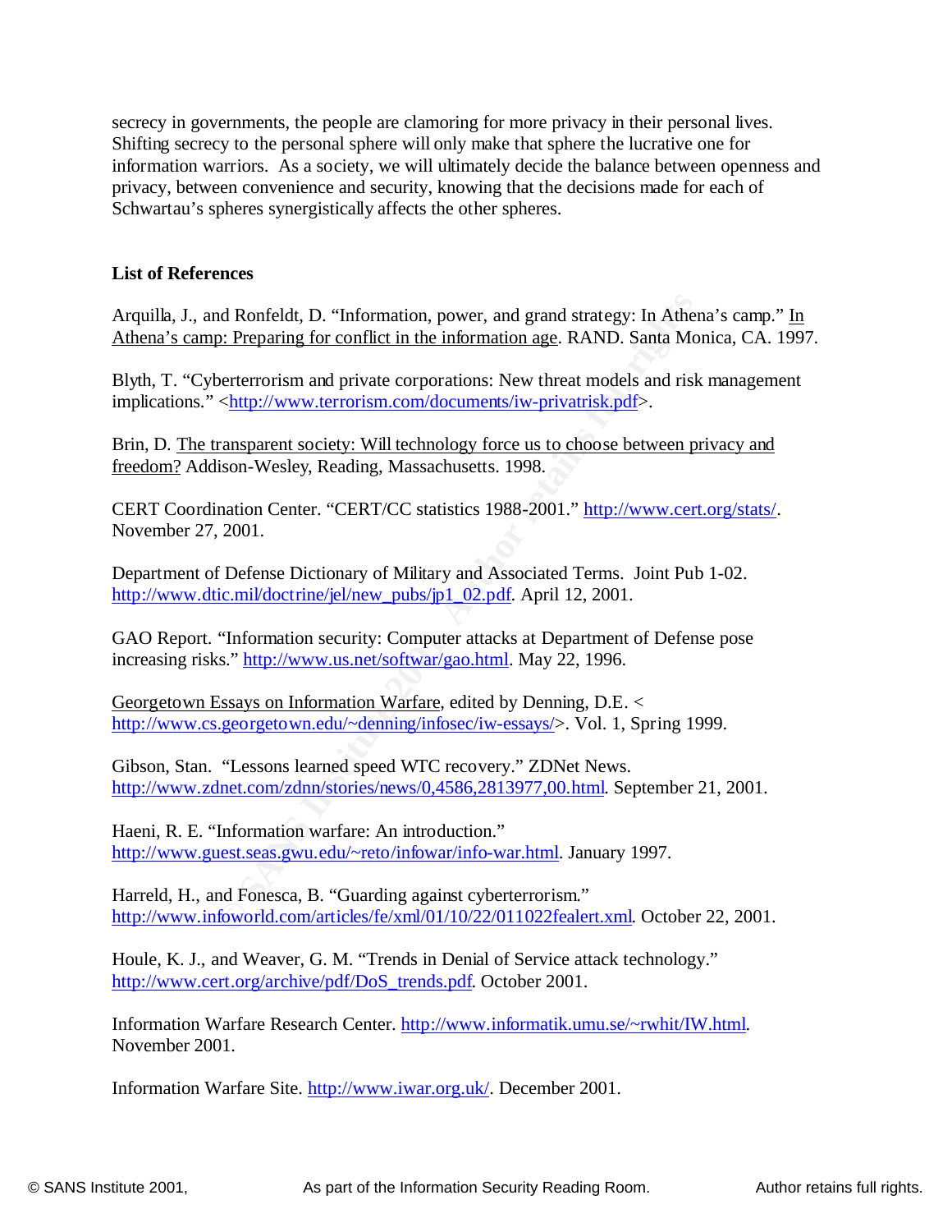secrecy in governments, the people are clamoring for more privacy in their personal lives. Shifting secrecy to the personal sphere will only make that sphere the lucrative one for information warriors. As a society, we will ultimately decide the balance between openness and privacy, between convenience and security, knowing that the decisions made for each of Schwartau's spheres synergistically affects the other spheres.

**List of References**

Arquilla, J., and Ronfeldt, D. "Information, power, and grand strategy: In Athena's camp." In Athena's camp: Preparing for conflict in the information age. RAND. Santa Monica, CA. 1997.

Blyth, T. "Cyberterrorism and private corporations: New threat models and risk management implications." <http://www.terrorism.com/documents/iw-privatrisk.pdf>.

Brin, D. The transparent society: Will technology force us to choose between privacy and freedom? Addison-Wesley, Reading, Massachusetts. 1998.

CERT Coordination Center. "CERT/CC statistics 1988-2001." http://www.cert.org/stats/. November 27, 2001.

Department of Defense Dictionary of Military and Associated Terms. Joint Pub 1-02. http://www.dtic.mil/doctrine/jel/new_pubs/jp1_02.pdf. April 12, 2001.

GAO Report. "Information security: Computer attacks at Department of Defense pose increasing risks." http://www.us.net/softwar/gao.html. May 22, 1996.

Georgetown Essays on Information Warfare, edited by Denning, D.E. < http://www.cs.georgetown.edu/~denning/infosec/iw-essays/>. Vol. 1, Spring 1999.

Gibson, Stan. "Lessons learned speed WTC recovery." ZDNet News. http://www.zdnet.com/zdnn/stories/news/0,4586,2813977,00.html. September 21, 2001.

Haeni, R. E. "Information warfare: An introduction." http://www.guest.seas.gwu.edu/~reto/infowar/info-war.html. January 1997.

Harreld, H., and Fonesca, B. "Guarding against cyberterrorism." http://www.infoworld.com/articles/fe/xml/01/10/22/011022fealert.xml. October 22, 2001.

Houle, K. J., and Weaver, G. M. "Trends in Denial of Service attack technology." http://www.cert.org/archive/pdf/DoS_trends.pdf. October 2001.

Information Warfare Research Center. http://www.informatik.umu.se/~rwhit/IW.html. November 2001.

Information Warfare Site. http://www.iwar.org.uk/. December 2001.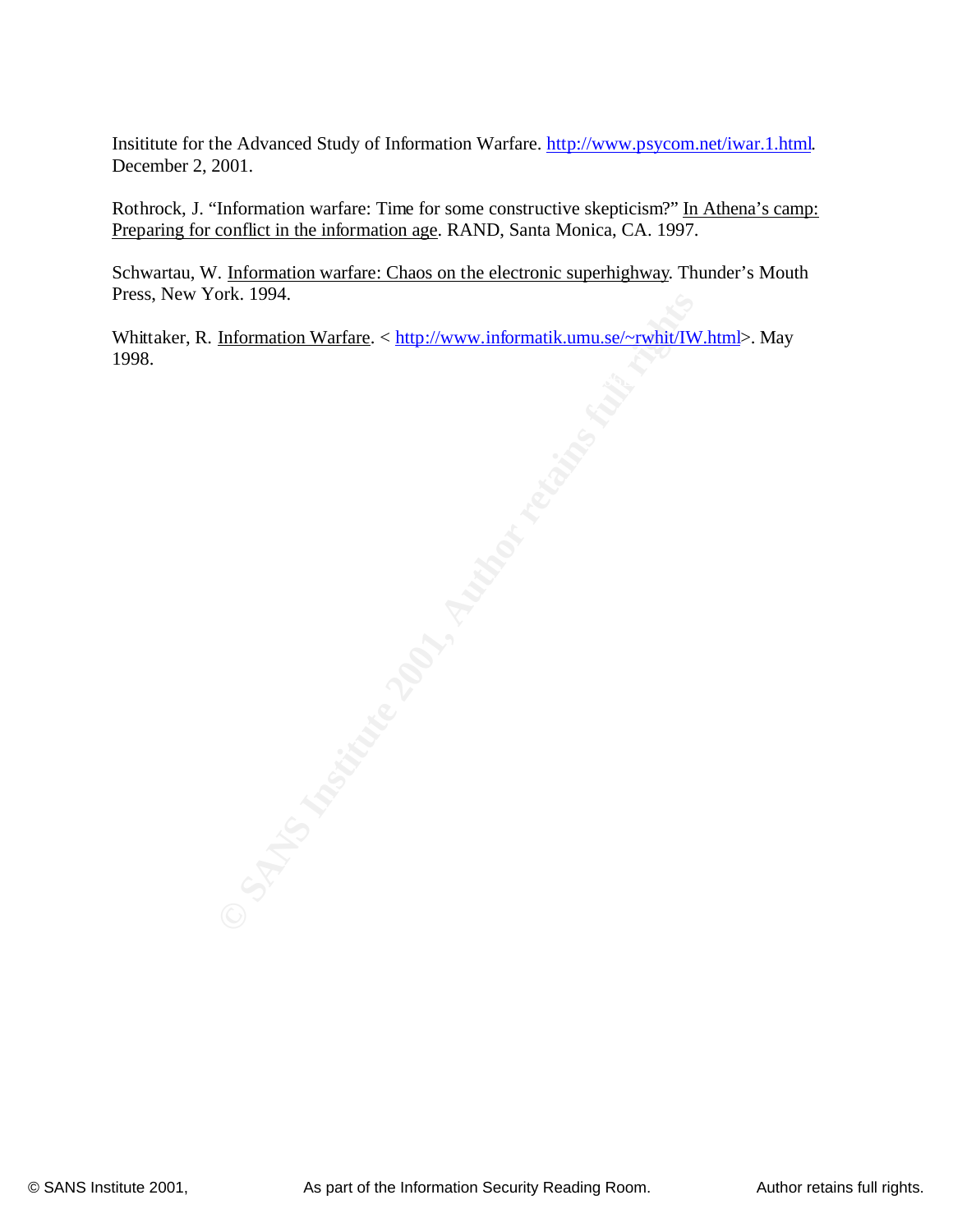Insititute for the Advanced Study of Information Warfare. http://www.psycom.net/iwar.1.html. December 2, 2001.

Rothrock, J. "Information warfare: Time for some constructive skepticism?" In Athena's camp: Preparing for conflict in the information age. RAND, Santa Monica, CA. 1997.

Schwartau, W. Information warfare: Chaos on the electronic superhighway. Thunder's Mouth Press, New York. 1994.

Whittaker, R. Information Warfare. < http://www.informatik.umu.se/~rwhit/IW.html>. May 1998.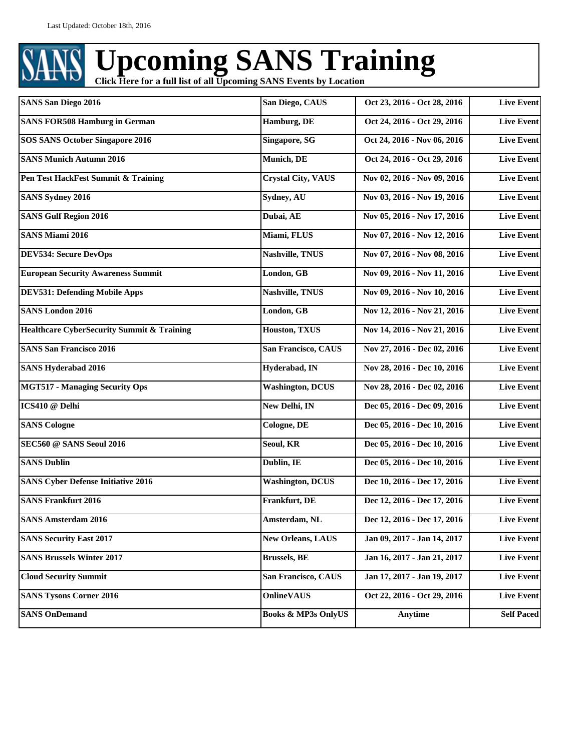Last Updated: October 18th, 2016

# Upcoming SANS Training

**Click Here for a full list of all Upcoming SANS Events by Location**

| | | | |
|---|---|---|---|
| **SANS San Diego 2016** | **San Diego, CAUS** | **Oct 23, 2016 - Oct 28, 2016** | **Live Event** |
| **SANS FOR508 Hamburg in German** | **Hamburg, DE** | **Oct 24, 2016 - Oct 29, 2016** | **Live Event** |
| **SOS SANS October Singapore 2016** | **Singapore, SG** | **Oct 24, 2016 - Nov 06, 2016** | **Live Event** |
| **SANS Munich Autumn 2016** | **Munich, DE** | **Oct 24, 2016 - Oct 29, 2016** | **Live Event** |
| **Pen Test HackFest Summit & Training** | **Crystal City, VAUS** | **Nov 02, 2016 - Nov 09, 2016** | **Live Event** |
| **SANS Sydney 2016** | **Sydney, AU** | **Nov 03, 2016 - Nov 19, 2016** | **Live Event** |
| **SANS Gulf Region 2016** | **Dubai, AE** | **Nov 05, 2016 - Nov 17, 2016** | **Live Event** |
| **SANS Miami 2016** | **Miami, FLUS** | **Nov 07, 2016 - Nov 12, 2016** | **Live Event** |
| **DEV534: Secure DevOps** | **Nashville, TNUS** | **Nov 07, 2016 - Nov 08, 2016** | **Live Event** |
| **European Security Awareness Summit** | **London, GB** | **Nov 09, 2016 - Nov 11, 2016** | **Live Event** |
| **DEV531: Defending Mobile Apps** | **Nashville, TNUS** | **Nov 09, 2016 - Nov 10, 2016** | **Live Event** |
| **SANS London 2016** | **London, GB** | **Nov 12, 2016 - Nov 21, 2016** | **Live Event** |
| **Healthcare CyberSecurity Summit & Training** | **Houston, TXUS** | **Nov 14, 2016 - Nov 21, 2016** | **Live Event** |
| **SANS San Francisco 2016** | **San Francisco, CAUS** | **Nov 27, 2016 - Dec 02, 2016** | **Live Event** |
| **SANS Hyderabad 2016** | **Hyderabad, IN** | **Nov 28, 2016 - Dec 10, 2016** | **Live Event** |
| **MGT517 - Managing Security Ops** | **Washington, DCUS** | **Nov 28, 2016 - Dec 02, 2016** | **Live Event** |
| **ICS410 @ Delhi** | **New Delhi, IN** | **Dec 05, 2016 - Dec 09, 2016** | **Live Event** |
| **SANS Cologne** | **Cologne, DE** | **Dec 05, 2016 - Dec 10, 2016** | **Live Event** |
| **SEC560 @ SANS Seoul 2016** | **Seoul, KR** | **Dec 05, 2016 - Dec 10, 2016** | **Live Event** |
| **SANS Dublin** | **Dublin, IE** | **Dec 05, 2016 - Dec 10, 2016** | **Live Event** |
| **SANS Cyber Defense Initiative 2016** | **Washington, DCUS** | **Dec 10, 2016 - Dec 17, 2016** | **Live Event** |
| **SANS Frankfurt 2016** | **Frankfurt, DE** | **Dec 12, 2016 - Dec 17, 2016** | **Live Event** |
| **SANS Amsterdam 2016** | **Amsterdam, NL** | **Dec 12, 2016 - Dec 17, 2016** | **Live Event** |
| **SANS Security East 2017** | **New Orleans, LAUS** | **Jan 09, 2017 - Jan 14, 2017** | **Live Event** |
| **SANS Brussels Winter 2017** | **Brussels, BE** | **Jan 16, 2017 - Jan 21, 2017** | **Live Event** |
| **Cloud Security Summit** | **San Francisco, CAUS** | **Jan 17, 2017 - Jan 19, 2017** | **Live Event** |
| **SANS Tysons Corner 2016** | **OnlineVAUS** | **Oct 22, 2016 - Oct 29, 2016** | **Live Event** |
| **SANS OnDemand** | **Books & MP3s OnlyUS** | **Anytime** | **Self Paced** |